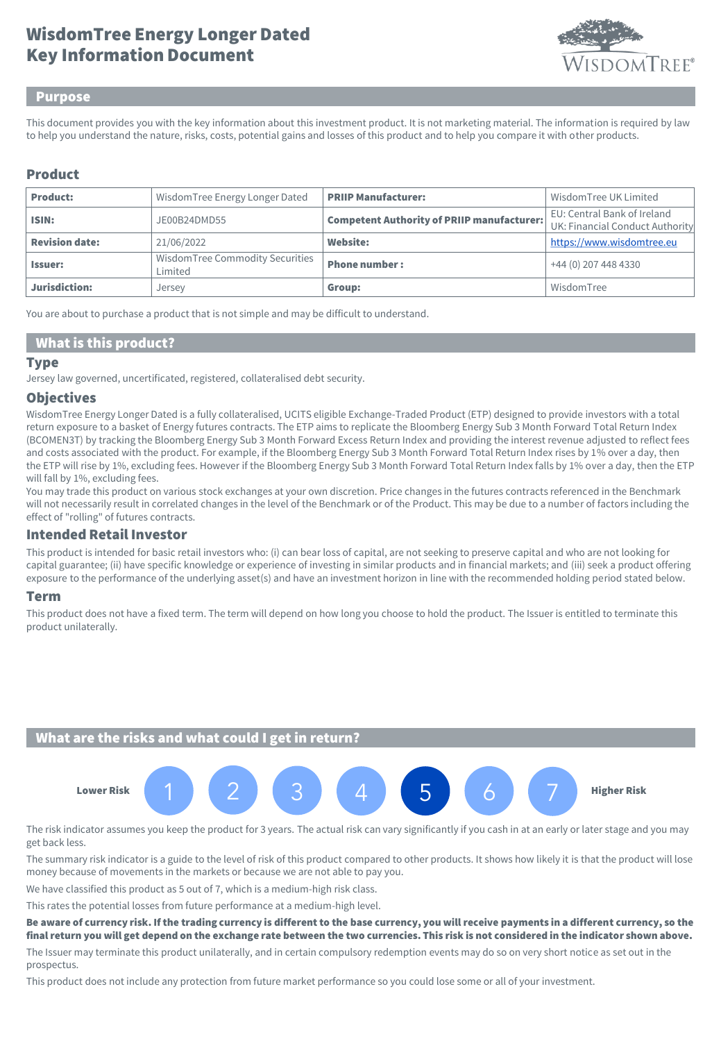# WisdomTree Energy Longer Dated
# Key Information Document

## Purpose

This document provides you with the key information about this investment product. It is not marketing material. The information is required by law to help you understand the nature, risks, costs, potential gains and losses of this product and to help you compare it with other products.

## Product

| **Product:** | WisdomTree Energy Longer Dated | **PRIIP Manufacturer:** | WisdomTree UK Limited |
|---|---|---|---|
| **ISIN:** | JE00B24DMD55 | **Competent Authority of PRIIP manufacturer:** | EU: Central Bank of Ireland<br>UK: Financial Conduct Authority |
| **Revision date:** | 21/06/2022 | **Website:** | https://www.wisdomtree.eu |
| **Issuer:** | WisdomTree Commodity Securities Limited | **Phone number :** | +44 (0) 207 448 4330 |
| **Jurisdiction:** | Jersey | **Group:** | WisdomTree |

You are about to purchase a product that is not simple and may be difficult to understand.

## What is this product?

### Type

Jersey law governed, uncertificated, registered, collateralised debt security.

### Objectives

WisdomTree Energy Longer Dated is a fully collateralised, UCITS eligible Exchange-Traded Product (ETP) designed to provide investors with a total return exposure to a basket of Energy futures contracts. The ETP aims to replicate the Bloomberg Energy Sub 3 Month Forward Total Return Index (BCOMEN3T) by tracking the Bloomberg Energy Sub 3 Month Forward Excess Return Index and providing the interest revenue adjusted to reflect fees and costs associated with the product. For example, if the Bloomberg Energy Sub 3 Month Forward Total Return Index rises by 1% over a day, then the ETP will rise by 1%, excluding fees. However if the Bloomberg Energy Sub 3 Month Forward Total Return Index falls by 1% over a day, then the ETP will fall by 1%, excluding fees.

You may trade this product on various stock exchanges at your own discretion. Price changes in the futures contracts referenced in the Benchmark will not necessarily result in correlated changes in the level of the Benchmark or of the Product. This may be due to a number of factors including the effect of "rolling" of futures contracts.

### Intended Retail Investor

This product is intended for basic retail investors who: (i) can bear loss of capital, are not seeking to preserve capital and who are not looking for capital guarantee; (ii) have specific knowledge or experience of investing in similar products and in financial markets; and (iii) seek a product offering exposure to the performance of the underlying asset(s) and have an investment horizon in line with the recommended holding period stated below.

### Term

This product does not have a fixed term. The term will depend on how long you choose to hold the product. The Issuer is entitled to terminate this product unilaterally.

## What are the risks and what could I get in return?

**Lower Risk** 1 2 3 4 **5** 6 7 **Higher Risk**

The risk indicator assumes you keep the product for 3 years. The actual risk can vary significantly if you cash in at an early or later stage and you may get back less.

The summary risk indicator is a guide to the level of risk of this product compared to other products. It shows how likely it is that the product will lose money because of movements in the markets or because we are not able to pay you.

We have classified this product as 5 out of 7, which is a medium-high risk class.

This rates the potential losses from future performance at a medium-high level.

**Be aware of currency risk. If the trading currency is different to the base currency, you will receive payments in a different currency, so the final return you will get depend on the exchange rate between the two currencies. This risk is not considered in the indicator shown above.**

The Issuer may terminate this product unilaterally, and in certain compulsory redemption events may do so on very short notice as set out in the prospectus.

This product does not include any protection from future market performance so you could lose some or all of your investment.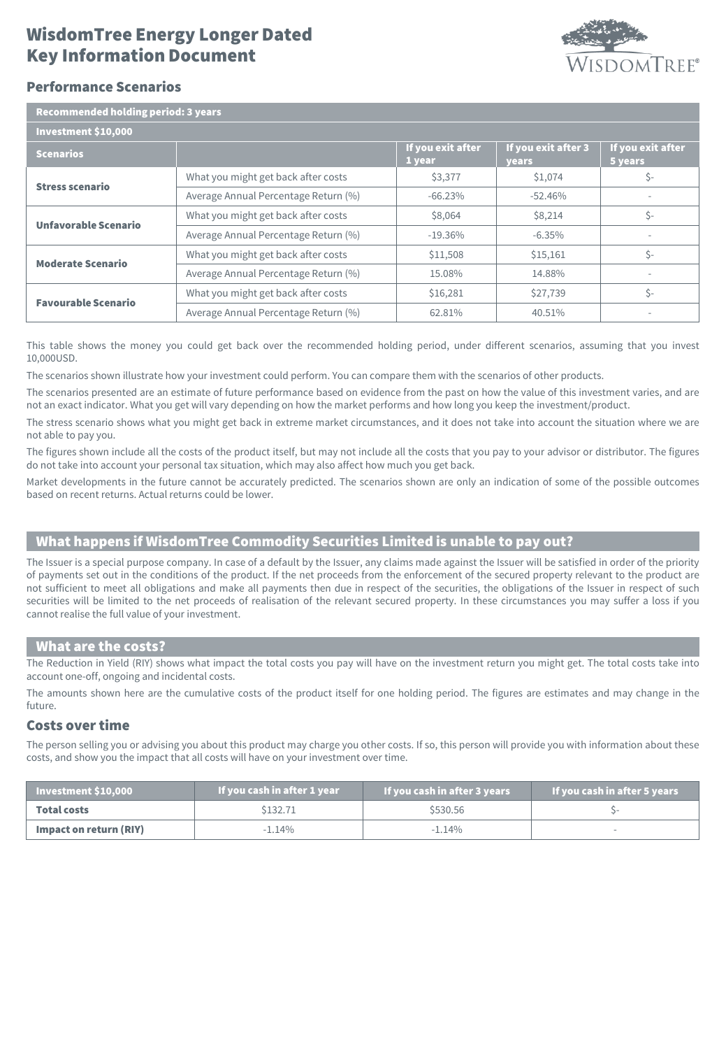# WisdomTree Energy Longer Dated
# Key Information Document

## Performance Scenarios

| Recommended holding period: 3 years | | | | |
|---|---|---|---|---|
| Investment $10,000 | | | | |
| **Scenarios** | | **If you exit after 1 year** | **If you exit after 3 years** | **If you exit after 5 years** |
| **Stress scenario** | What you might get back after costs | $3,377 | $1,074 | $- |
| | Average Annual Percentage Return (%) | -66.23% | -52.46% | - |
| **Unfavorable Scenario** | What you might get back after costs | $8,064 | $8,214 | $- |
| | Average Annual Percentage Return (%) | -19.36% | -6.35% | - |
| **Moderate Scenario** | What you might get back after costs | $11,508 | $15,161 | $- |
| | Average Annual Percentage Return (%) | 15.08% | 14.88% | - |
| **Favourable Scenario** | What you might get back after costs | $16,281 | $27,739 | $- |
| | Average Annual Percentage Return (%) | 62.81% | 40.51% | - |

This table shows the money you could get back over the recommended holding period, under different scenarios, assuming that you invest 10,000USD.

The scenarios shown illustrate how your investment could perform. You can compare them with the scenarios of other products.

The scenarios presented are an estimate of future performance based on evidence from the past on how the value of this investment varies, and are not an exact indicator. What you get will vary depending on how the market performs and how long you keep the investment/product.

The stress scenario shows what you might get back in extreme market circumstances, and it does not take into account the situation where we are not able to pay you.

The figures shown include all the costs of the product itself, but may not include all the costs that you pay to your advisor or distributor. The figures do not take into account your personal tax situation, which may also affect how much you get back.

Market developments in the future cannot be accurately predicted. The scenarios shown are only an indication of some of the possible outcomes based on recent returns. Actual returns could be lower.

## What happens if WisdomTree Commodity Securities Limited is unable to pay out?

The Issuer is a special purpose company. In case of a default by the Issuer, any claims made against the Issuer will be satisfied in order of the priority of payments set out in the conditions of the product. If the net proceeds from the enforcement of the secured property relevant to the product are not sufficient to meet all obligations and make all payments then due in respect of the securities, the obligations of the Issuer in respect of such securities will be limited to the net proceeds of realisation of the relevant secured property. In these circumstances you may suffer a loss if you cannot realise the full value of your investment.

## What are the costs?

The Reduction in Yield (RIY) shows what impact the total costs you pay will have on the investment return you might get. The total costs take into account one-off, ongoing and incidental costs.

The amounts shown here are the cumulative costs of the product itself for one holding period. The figures are estimates and may change in the future.

### Costs over time

The person selling you or advising you about this product may charge you other costs. If so, this person will provide you with information about these costs, and show you the impact that all costs will have on your investment over time.

| Investment $10,000 | If you cash in after 1 year | If you cash in after 3 years | If you cash in after 5 years |
|---|---|---|---|
| **Total costs** | $132.71 | $530.56 | $- |
| **Impact on return (RIY)** | -1.14% | -1.14% | - |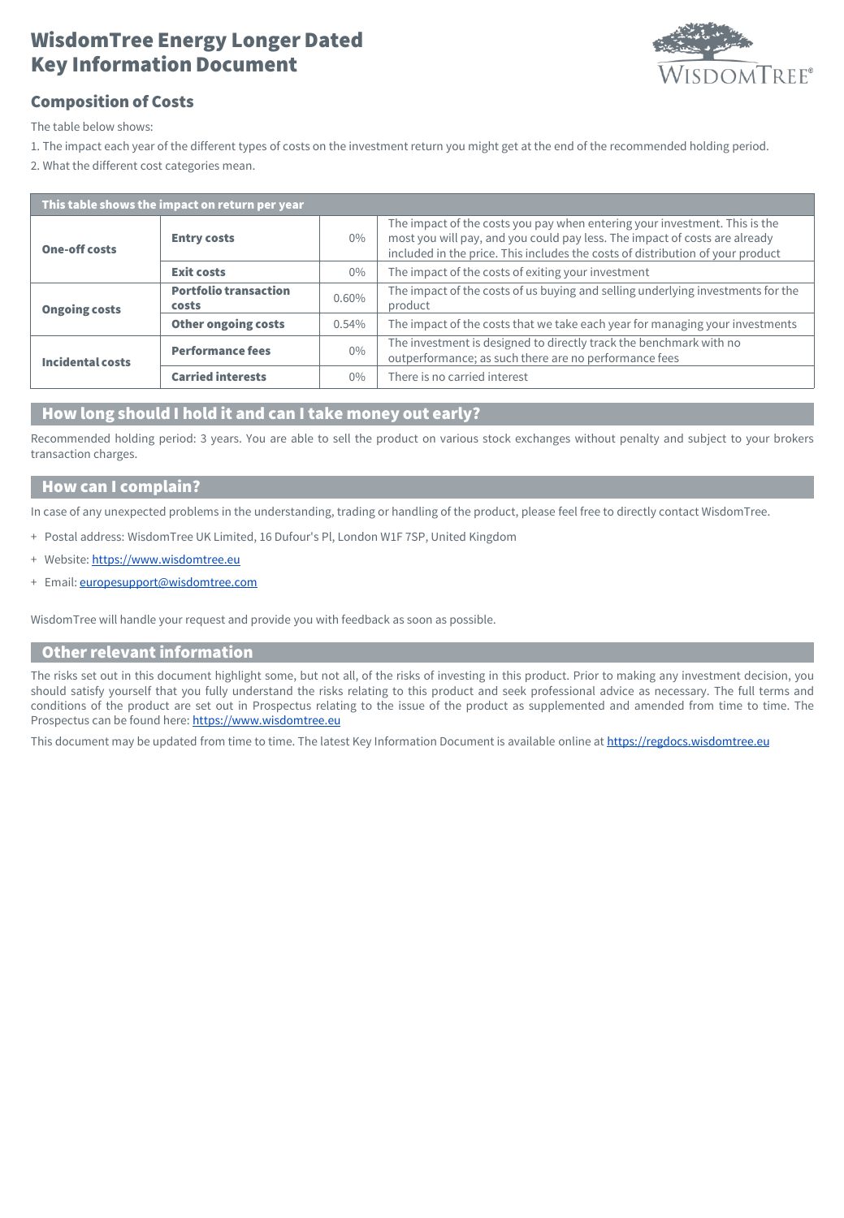# WisdomTree Energy Longer Dated
# Key Information Document

## Composition of Costs

The table below shows:

1. The impact each year of the different types of costs on the investment return you might get at the end of the recommended holding period.
2. What the different cost categories mean.

| This table shows the impact on return per year | | | |
|---|---|---|---|
| One-off costs | **Entry costs** | 0% | The impact of the costs you pay when entering your investment. This is the most you will pay, and you could pay less. The impact of costs are already included in the price. This includes the costs of distribution of your product |
| | **Exit costs** | 0% | The impact of the costs of exiting your investment |
| Ongoing costs | **Portfolio transaction costs** | 0.60% | The impact of the costs of us buying and selling underlying investments for the product |
| | **Other ongoing costs** | 0.54% | The impact of the costs that we take each year for managing your investments |
| Incidental costs | **Performance fees** | 0% | The investment is designed to directly track the benchmark with no outperformance; as such there are no performance fees |
| | **Carried interests** | 0% | There is no carried interest |

## How long should I hold it and can I take money out early?

Recommended holding period: 3 years. You are able to sell the product on various stock exchanges without penalty and subject to your brokers transaction charges.

## How can I complain?

In case of any unexpected problems in the understanding, trading or handling of the product, please feel free to directly contact WisdomTree.

+ Postal address: WisdomTree UK Limited, 16 Dufour's Pl, London W1F 7SP, United Kingdom
+ Website: https://www.wisdomtree.eu
+ Email: europesupport@wisdomtree.com

WisdomTree will handle your request and provide you with feedback as soon as possible.

## Other relevant information

The risks set out in this document highlight some, but not all, of the risks of investing in this product. Prior to making any investment decision, you should satisfy yourself that you fully understand the risks relating to this product and seek professional advice as necessary. The full terms and conditions of the product are set out in Prospectus relating to the issue of the product as supplemented and amended from time to time. The Prospectus can be found here: https://www.wisdomtree.eu

This document may be updated from time to time. The latest Key Information Document is available online at https://regdocs.wisdomtree.eu